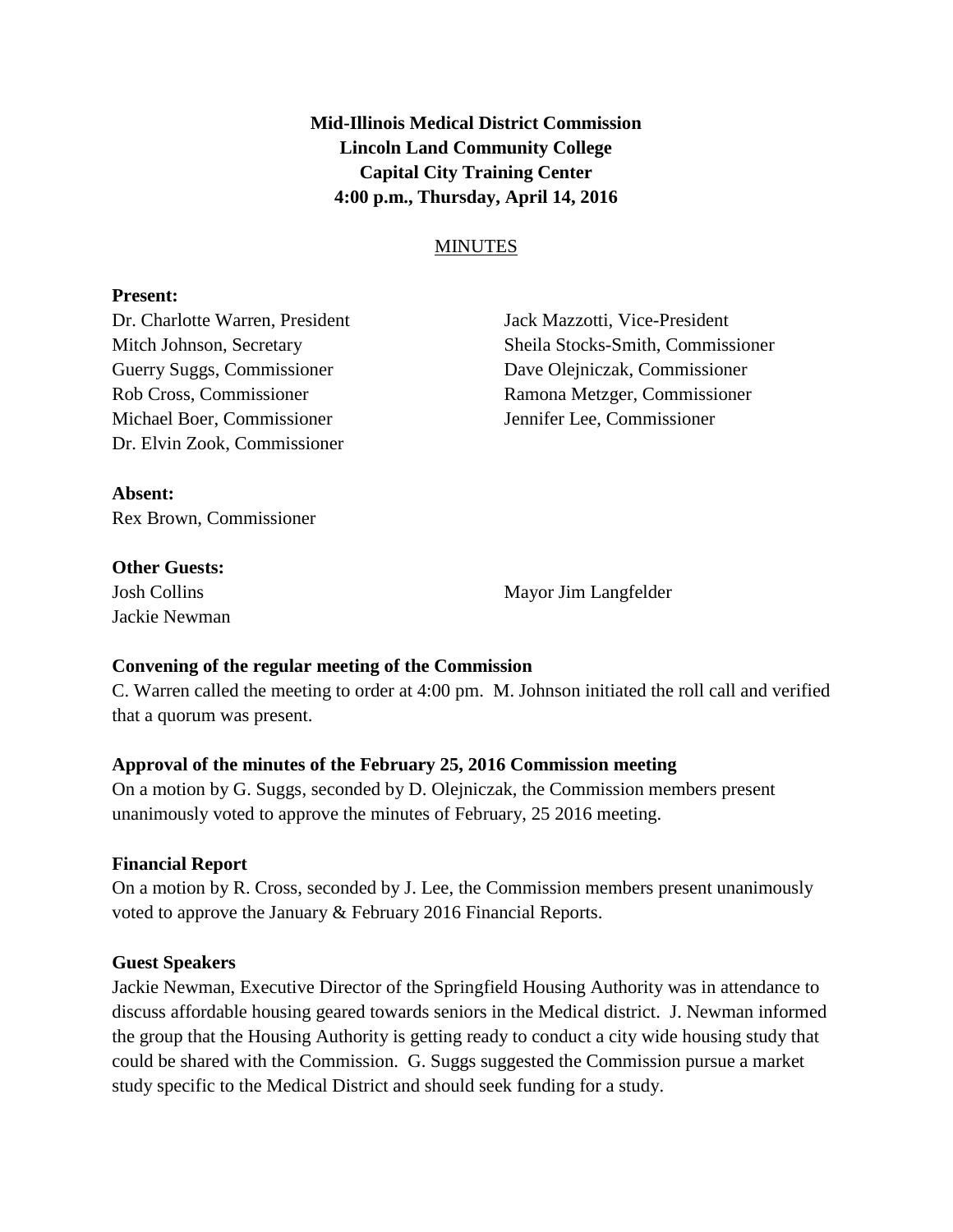**Mid-Illinois Medical District Commission**
**Lincoln Land Community College**
**Capital City Training Center**
**4:00 p.m., Thursday, April 14, 2016**

MINUTES

**Present:**

Dr. Charlotte Warren, President
Jack Mazzotti, Vice-President
Mitch Johnson, Secretary
Sheila Stocks-Smith, Commissioner
Guerry Suggs, Commissioner
Dave Olejniczak, Commissioner
Rob Cross, Commissioner
Ramona Metzger, Commissioner
Michael Boer, Commissioner
Jennifer Lee, Commissioner
Dr. Elvin Zook, Commissioner

**Absent:**

Rex Brown, Commissioner

**Other Guests:**

Josh Collins
Mayor Jim Langfelder
Jackie Newman

**Convening of the regular meeting of the Commission**

C. Warren called the meeting to order at 4:00 pm. M. Johnson initiated the roll call and verified that a quorum was present.

**Approval of the minutes of the February 25, 2016 Commission meeting**

On a motion by G. Suggs, seconded by D. Olejniczak, the Commission members present unanimously voted to approve the minutes of February, 25 2016 meeting.

**Financial Report**

On a motion by R. Cross, seconded by J. Lee, the Commission members present unanimously voted to approve the January & February 2016 Financial Reports.

**Guest Speakers**

Jackie Newman, Executive Director of the Springfield Housing Authority was in attendance to discuss affordable housing geared towards seniors in the Medical district. J. Newman informed the group that the Housing Authority is getting ready to conduct a city wide housing study that could be shared with the Commission. G. Suggs suggested the Commission pursue a market study specific to the Medical District and should seek funding for a study.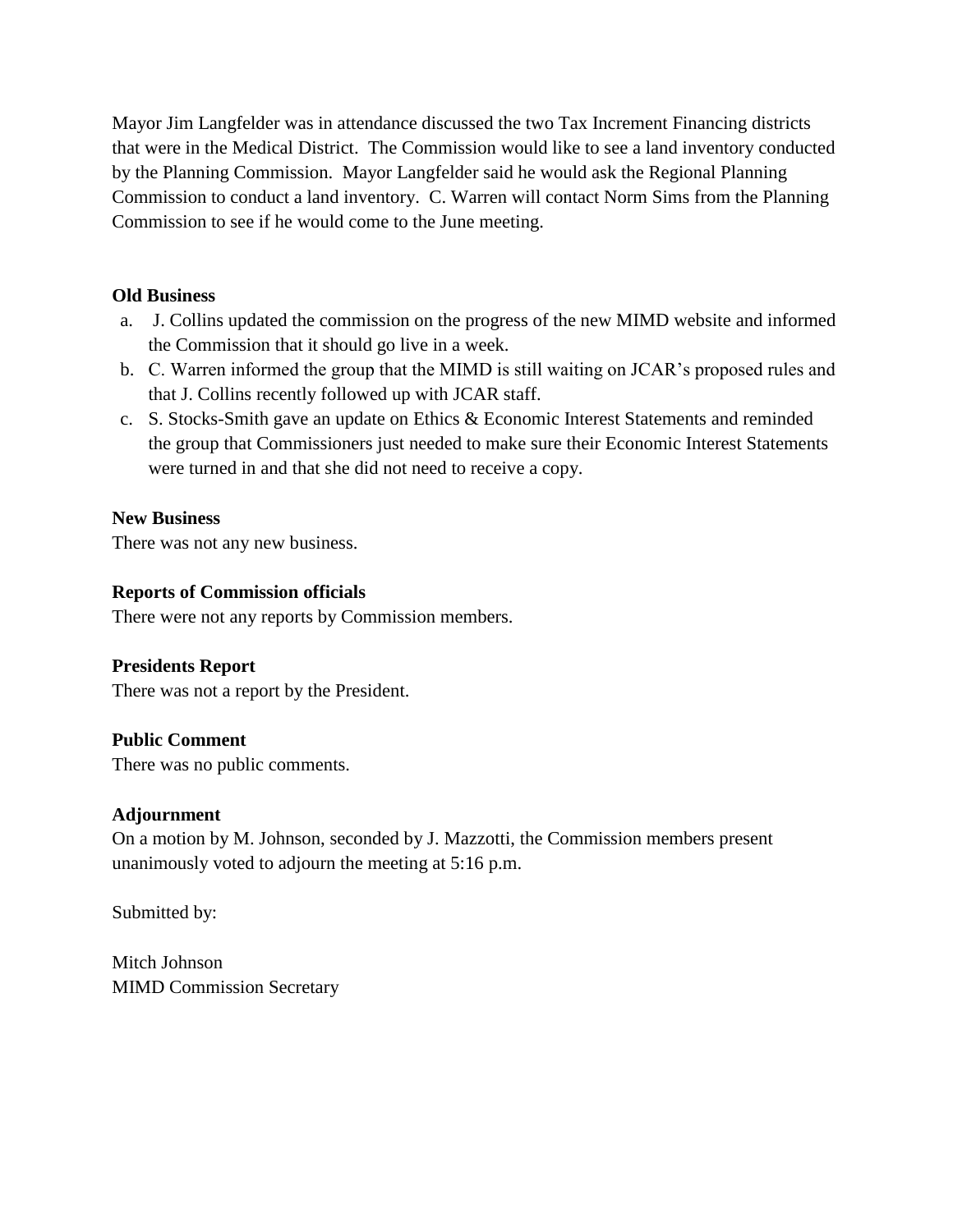Mayor Jim Langfelder was in attendance discussed the two Tax Increment Financing districts that were in the Medical District. The Commission would like to see a land inventory conducted by the Planning Commission. Mayor Langfelder said he would ask the Regional Planning Commission to conduct a land inventory. C. Warren will contact Norm Sims from the Planning Commission to see if he would come to the June meeting.

**Old Business**

a. J. Collins updated the commission on the progress of the new MIMD website and informed the Commission that it should go live in a week.
b. C. Warren informed the group that the MIMD is still waiting on JCAR's proposed rules and that J. Collins recently followed up with JCAR staff.
c. S. Stocks-Smith gave an update on Ethics & Economic Interest Statements and reminded the group that Commissioners just needed to make sure their Economic Interest Statements were turned in and that she did not need to receive a copy.

**New Business**

There was not any new business.

**Reports of Commission officials**

There were not any reports by Commission members.

**Presidents Report**

There was not a report by the President.

**Public Comment**

There was no public comments.

**Adjournment**

On a motion by M. Johnson, seconded by J. Mazzotti, the Commission members present unanimously voted to adjourn the meeting at 5:16 p.m.

Submitted by:

Mitch Johnson
MIMD Commission Secretary